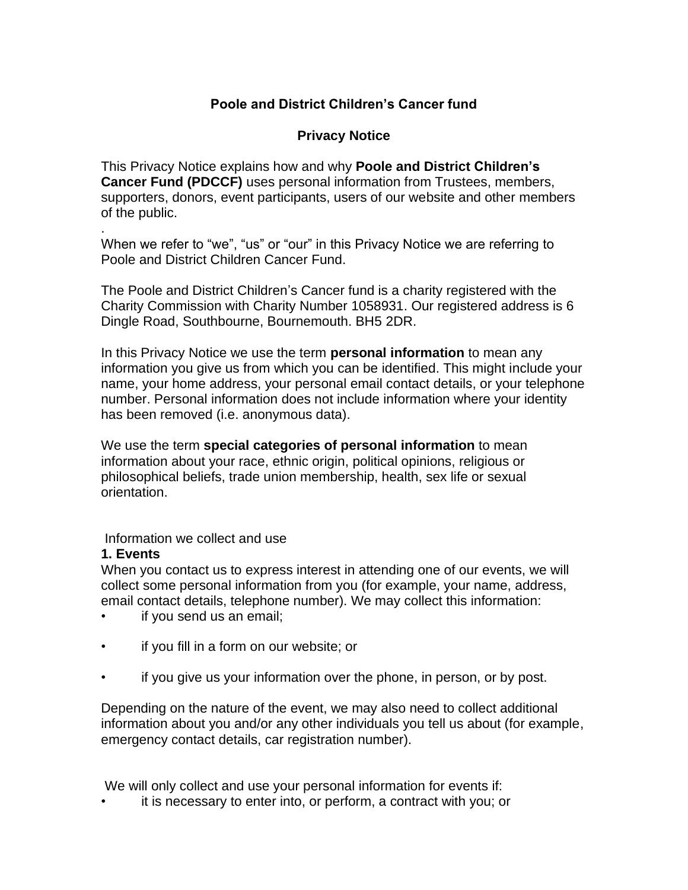**Poole and District Children's Cancer fund**

**Privacy Notice**

This Privacy Notice explains how and why **Poole and District Children's Cancer Fund (PDCCF)** uses personal information from Trustees, members, supporters, donors, event participants, users of our website and other members of the public.

.

When we refer to "we", "us" or "our" in this Privacy Notice we are referring to Poole and District Children Cancer Fund.

The Poole and District Children's Cancer fund is a charity registered with the Charity Commission with Charity Number 1058931. Our registered address is 6 Dingle Road, Southbourne, Bournemouth. BH5 2DR.

In this Privacy Notice we use the term **personal information** to mean any information you give us from which you can be identified. This might include your name, your home address, your personal email contact details, or your telephone number. Personal information does not include information where your identity has been removed (i.e. anonymous data).

We use the term **special categories of personal information** to mean information about your race, ethnic origin, political opinions, religious or philosophical beliefs, trade union membership, health, sex life or sexual orientation.

Information we collect and use

**1. Events**

When you contact us to express interest in attending one of our events, we will collect some personal information from you (for example, your name, address, email contact details, telephone number). We may collect this information:

- if you send us an email;
- if you fill in a form on our website; or
- if you give us your information over the phone, in person, or by post.

Depending on the nature of the event, we may also need to collect additional information about you and/or any other individuals you tell us about (for example, emergency contact details, car registration number).

We will only collect and use your personal information for events if:

- it is necessary to enter into, or perform, a contract with you; or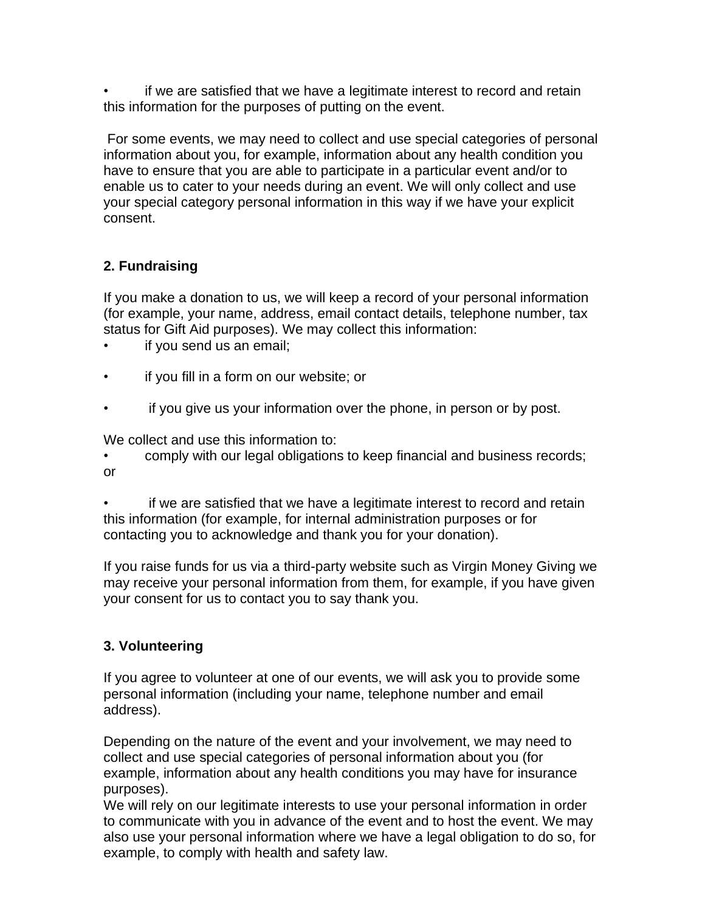- if we are satisfied that we have a legitimate interest to record and retain this information for the purposes of putting on the event.

For some events, we may need to collect and use special categories of personal information about you, for example, information about any health condition you have to ensure that you are able to participate in a particular event and/or to enable us to cater to your needs during an event. We will only collect and use your special category personal information in this way if we have your explicit consent.

**2. Fundraising**

If you make a donation to us, we will keep a record of your personal information (for example, your name, address, email contact details, telephone number, tax status for Gift Aid purposes). We may collect this information:

- if you send us an email;
- if you fill in a form on our website; or
- if you give us your information over the phone, in person or by post.

We collect and use this information to:

- comply with our legal obligations to keep financial and business records; or
- if we are satisfied that we have a legitimate interest to record and retain this information (for example, for internal administration purposes or for contacting you to acknowledge and thank you for your donation).

If you raise funds for us via a third-party website such as Virgin Money Giving we may receive your personal information from them, for example, if you have given your consent for us to contact you to say thank you.

**3. Volunteering**

If you agree to volunteer at one of our events, we will ask you to provide some personal information (including your name, telephone number and email address).

Depending on the nature of the event and your involvement, we may need to collect and use special categories of personal information about you (for example, information about any health conditions you may have for insurance purposes).
We will rely on our legitimate interests to use your personal information in order to communicate with you in advance of the event and to host the event. We may also use your personal information where we have a legal obligation to do so, for example, to comply with health and safety law.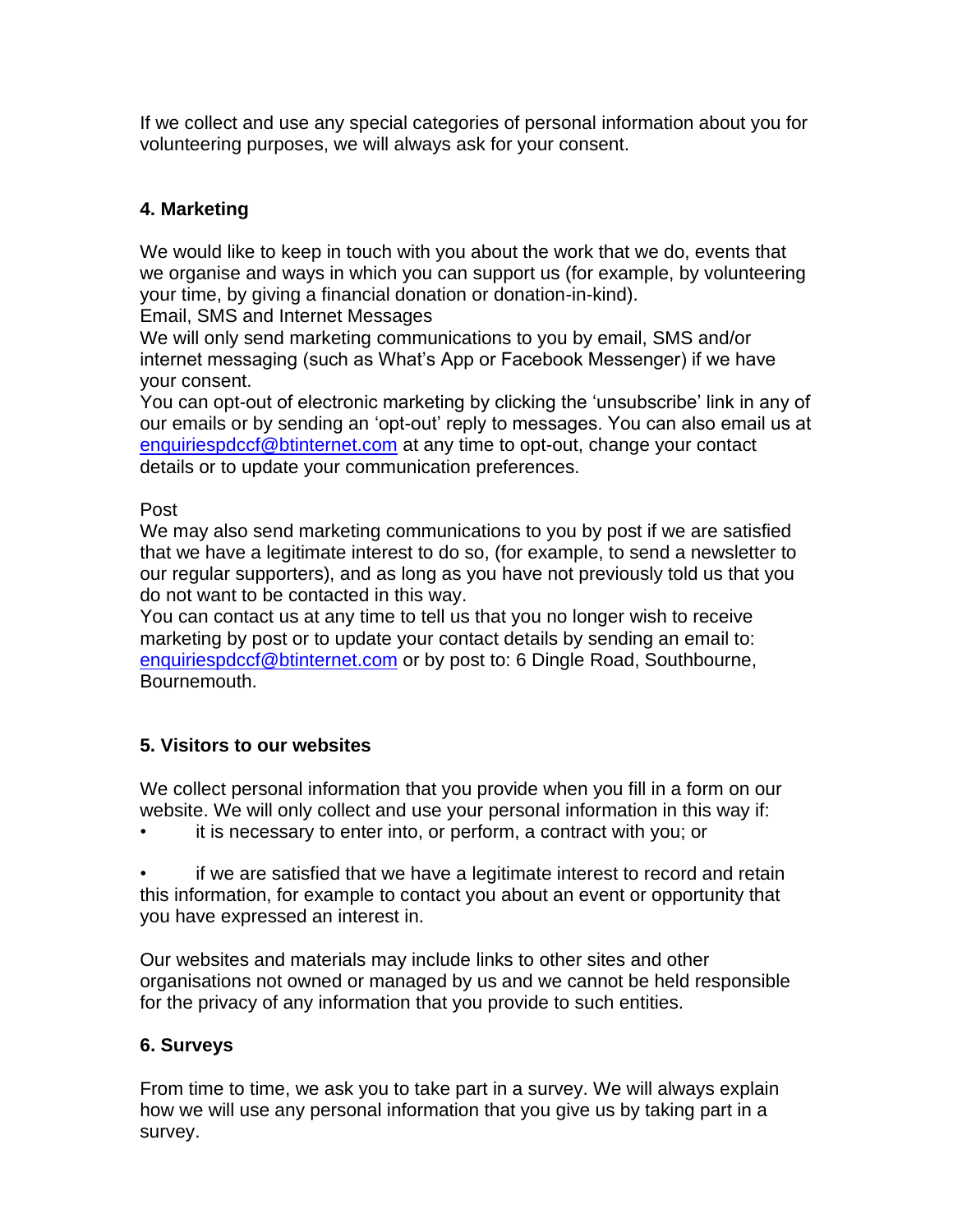If we collect and use any special categories of personal information about you for volunteering purposes, we will always ask for your consent.

## 4. Marketing

We would like to keep in touch with you about the work that we do, events that we organise and ways in which you can support us (for example, by volunteering your time, by giving a financial donation or donation-in-kind).

Email, SMS and Internet Messages

We will only send marketing communications to you by email, SMS and/or internet messaging (such as What's App or Facebook Messenger) if we have your consent.

You can opt-out of electronic marketing by clicking the 'unsubscribe' link in any of our emails or by sending an 'opt-out' reply to messages. You can also email us at enquiriespdccf@btinternet.com at any time to opt-out, change your contact details or to update your communication preferences.

Post

We may also send marketing communications to you by post if we are satisfied that we have a legitimate interest to do so, (for example, to send a newsletter to our regular supporters), and as long as you have not previously told us that you do not want to be contacted in this way.

You can contact us at any time to tell us that you no longer wish to receive marketing by post or to update your contact details by sending an email to: enquiriespdccf@btinternet.com or by post to: 6 Dingle Road, Southbourne, Bournemouth.

## 5. Visitors to our websites

We collect personal information that you provide when you fill in a form on our website. We will only collect and use your personal information in this way if:

- it is necessary to enter into, or perform, a contract with you; or
- if we are satisfied that we have a legitimate interest to record and retain this information, for example to contact you about an event or opportunity that you have expressed an interest in.

Our websites and materials may include links to other sites and other organisations not owned or managed by us and we cannot be held responsible for the privacy of any information that you provide to such entities.

## 6. Surveys

From time to time, we ask you to take part in a survey. We will always explain how we will use any personal information that you give us by taking part in a survey.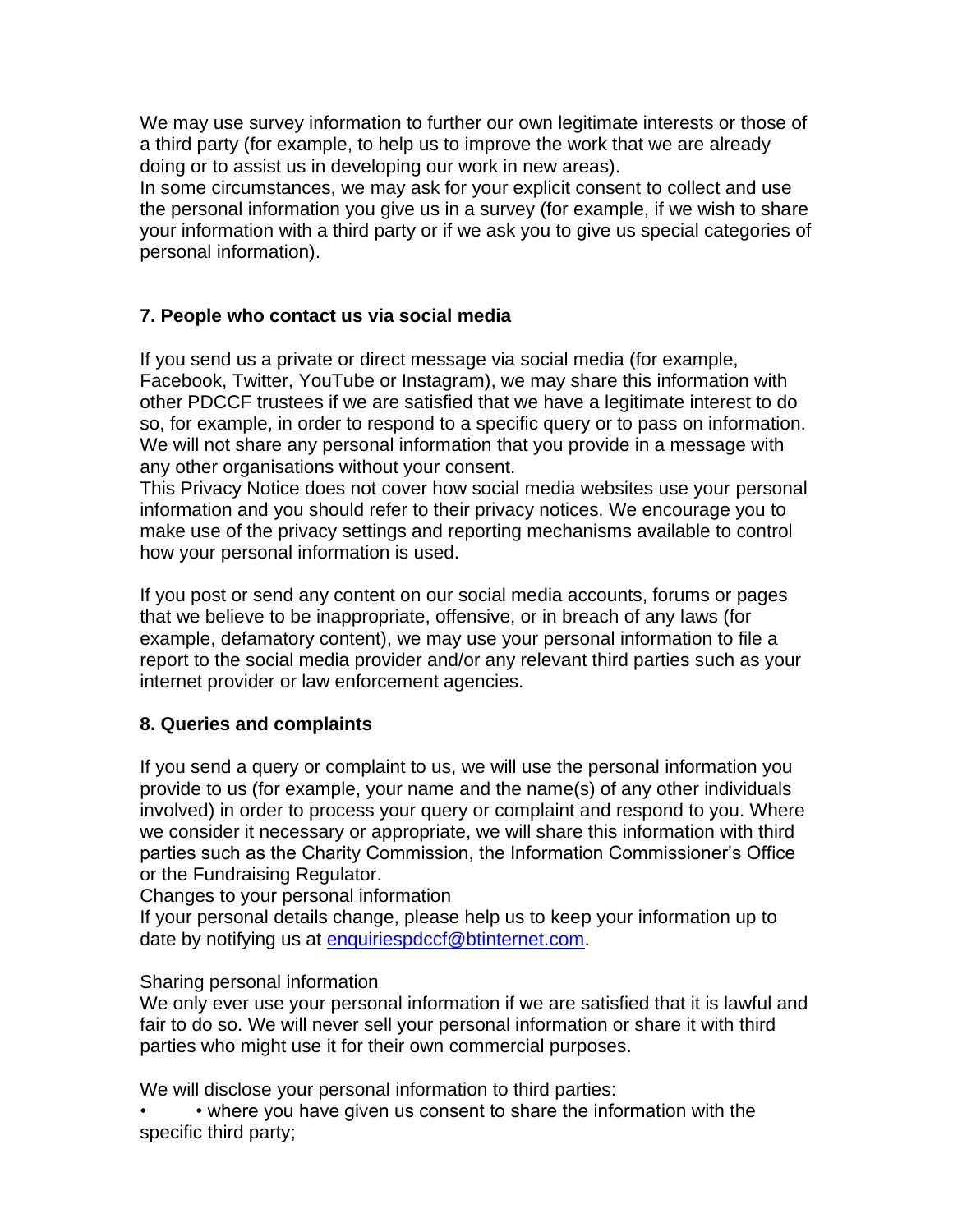We may use survey information to further our own legitimate interests or those of a third party (for example, to help us to improve the work that we are already doing or to assist us in developing our work in new areas).
In some circumstances, we may ask for your explicit consent to collect and use the personal information you give us in a survey (for example, if we wish to share your information with a third party or if we ask you to give us special categories of personal information).

**7. People who contact us via social media**

If you send us a private or direct message via social media (for example, Facebook, Twitter, YouTube or Instagram), we may share this information with other PDCCF trustees if we are satisfied that we have a legitimate interest to do so, for example, in order to respond to a specific query or to pass on information. We will not share any personal information that you provide in a message with any other organisations without your consent.
This Privacy Notice does not cover how social media websites use your personal information and you should refer to their privacy notices. We encourage you to make use of the privacy settings and reporting mechanisms available to control how your personal information is used.

If you post or send any content on our social media accounts, forums or pages that we believe to be inappropriate, offensive, or in breach of any laws (for example, defamatory content), we may use your personal information to file a report to the social media provider and/or any relevant third parties such as your internet provider or law enforcement agencies.

**8. Queries and complaints**

If you send a query or complaint to us, we will use the personal information you provide to us (for example, your name and the name(s) of any other individuals involved) in order to process your query or complaint and respond to you. Where we consider it necessary or appropriate, we will share this information with third parties such as the Charity Commission, the Information Commissioner's Office or the Fundraising Regulator.
Changes to your personal information
If your personal details change, please help us to keep your information up to date by notifying us at enquiriespdccf@btinternet.com.

Sharing personal information
We only ever use your personal information if we are satisfied that it is lawful and fair to do so. We will never sell your personal information or share it with third parties who might use it for their own commercial purposes.

We will disclose your personal information to third parties:

- where you have given us consent to share the information with the specific third party;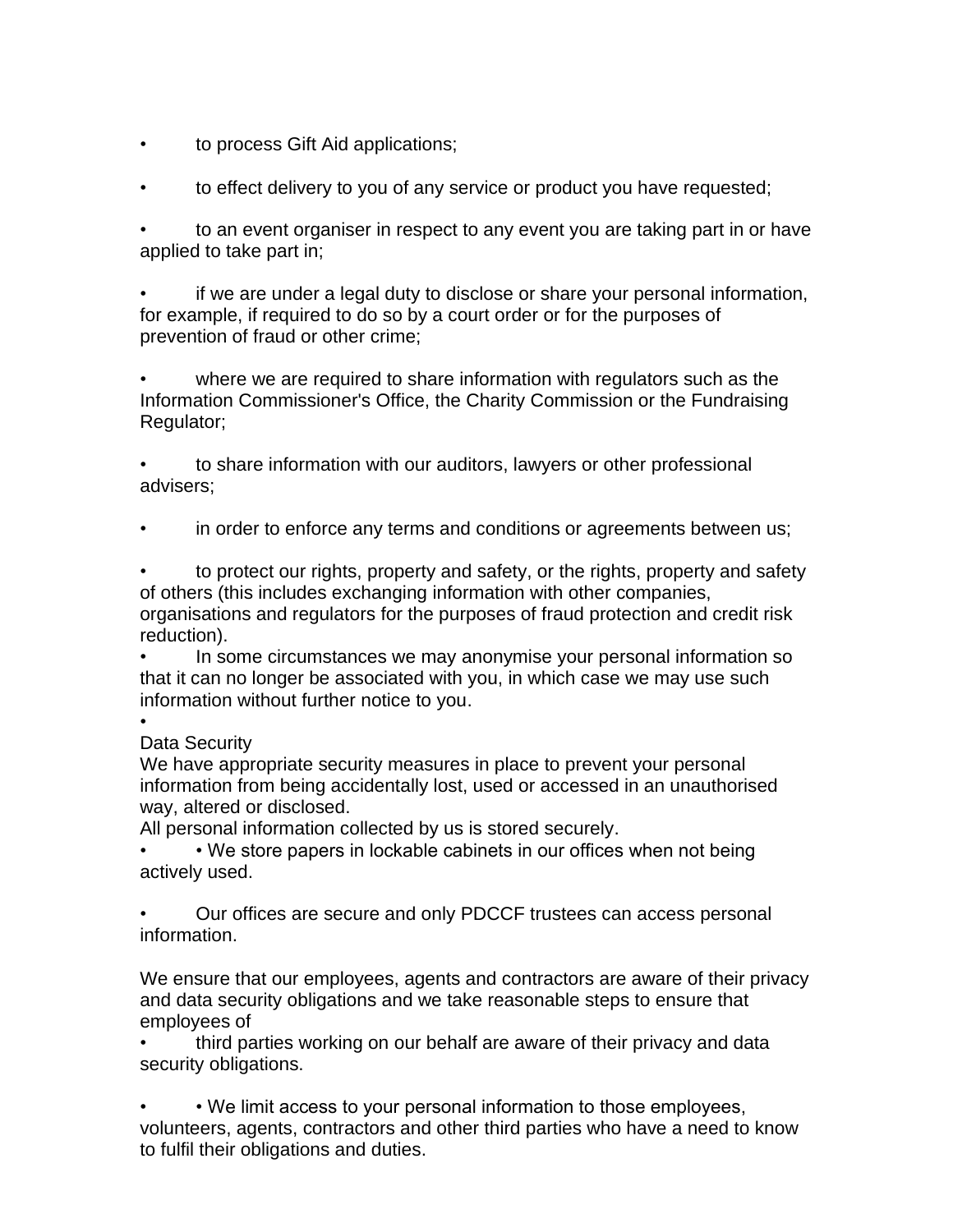- to process Gift Aid applications;

- to effect delivery to you of any service or product you have requested;

- to an event organiser in respect to any event you are taking part in or have applied to take part in;

- if we are under a legal duty to disclose or share your personal information, for example, if required to do so by a court order or for the purposes of prevention of fraud or other crime;

- where we are required to share information with regulators such as the Information Commissioner's Office, the Charity Commission or the Fundraising Regulator;

- to share information with our auditors, lawyers or other professional advisers;

- in order to enforce any terms and conditions or agreements between us;

- to protect our rights, property and safety, or the rights, property and safety of others (this includes exchanging information with other companies, organisations and regulators for the purposes of fraud protection and credit risk reduction).
- In some circumstances we may anonymise your personal information so that it can no longer be associated with you, in which case we may use such information without further notice to you.
-

Data Security

We have appropriate security measures in place to prevent your personal information from being accidentally lost, used or accessed in an unauthorised way, altered or disclosed.

All personal information collected by us is stored securely.

- • We store papers in lockable cabinets in our offices when not being actively used.

- Our offices are secure and only PDCCF trustees can access personal information.

We ensure that our employees, agents and contractors are aware of their privacy and data security obligations and we take reasonable steps to ensure that employees of

- third parties working on our behalf are aware of their privacy and data security obligations.

- • We limit access to your personal information to those employees, volunteers, agents, contractors and other third parties who have a need to know to fulfil their obligations and duties.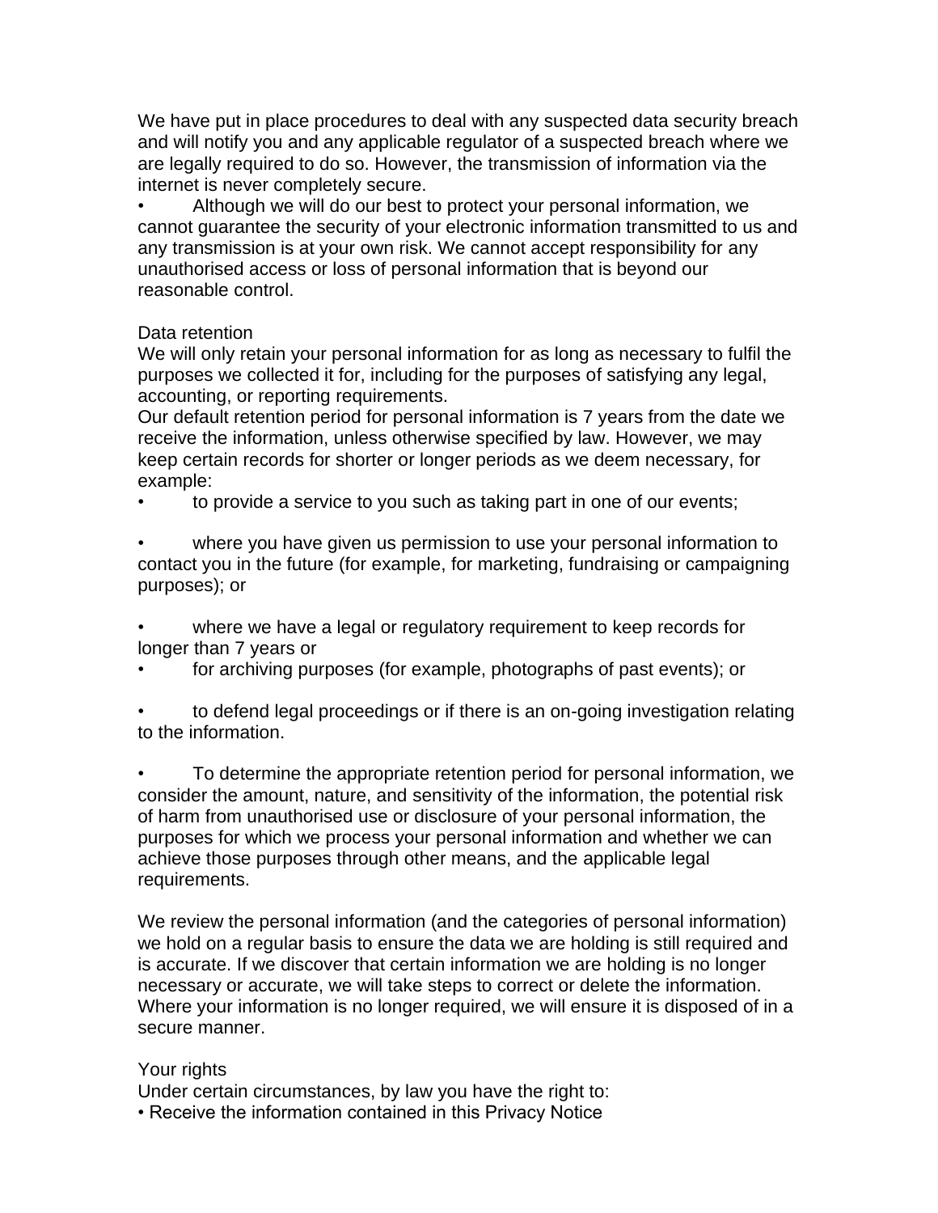We have put in place procedures to deal with any suspected data security breach and will notify you and any applicable regulator of a suspected breach where we are legally required to do so. However, the transmission of information via the internet is never completely secure.

- Although we will do our best to protect your personal information, we cannot guarantee the security of your electronic information transmitted to us and any transmission is at your own risk. We cannot accept responsibility for any unauthorised access or loss of personal information that is beyond our reasonable control.

## Data retention

We will only retain your personal information for as long as necessary to fulfil the purposes we collected it for, including for the purposes of satisfying any legal, accounting, or reporting requirements.

Our default retention period for personal information is 7 years from the date we receive the information, unless otherwise specified by law. However, we may keep certain records for shorter or longer periods as we deem necessary, for example:

- to provide a service to you such as taking part in one of our events;
- where you have given us permission to use your personal information to contact you in the future (for example, for marketing, fundraising or campaigning purposes); or
- where we have a legal or regulatory requirement to keep records for longer than 7 years or
- for archiving purposes (for example, photographs of past events); or
- to defend legal proceedings or if there is an on-going investigation relating to the information.
- To determine the appropriate retention period for personal information, we consider the amount, nature, and sensitivity of the information, the potential risk of harm from unauthorised use or disclosure of your personal information, the purposes for which we process your personal information and whether we can achieve those purposes through other means, and the applicable legal requirements.

We review the personal information (and the categories of personal information) we hold on a regular basis to ensure the data we are holding is still required and is accurate. If we discover that certain information we are holding is no longer necessary or accurate, we will take steps to correct or delete the information. Where your information is no longer required, we will ensure it is disposed of in a secure manner.

## Your rights

Under certain circumstances, by law you have the right to:

- Receive the information contained in this Privacy Notice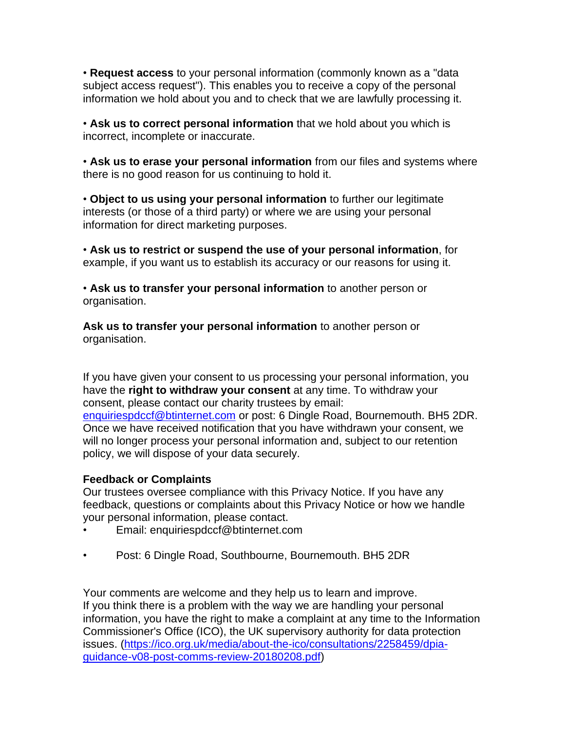• **Request access** to your personal information (commonly known as a "data subject access request"). This enables you to receive a copy of the personal information we hold about you and to check that we are lawfully processing it.

• **Ask us to correct personal information** that we hold about you which is incorrect, incomplete or inaccurate.

• **Ask us to erase your personal information** from our files and systems where there is no good reason for us continuing to hold it.

• **Object to us using your personal information** to further our legitimate interests (or those of a third party) or where we are using your personal information for direct marketing purposes.

• **Ask us to restrict or suspend the use of your personal information**, for example, if you want us to establish its accuracy or our reasons for using it.

• **Ask us to transfer your personal information** to another person or organisation.

**Ask us to transfer your personal information** to another person or organisation.

If you have given your consent to us processing your personal information, you have the **right to withdraw your consent** at any time. To withdraw your consent, please contact our charity trustees by email: [enquiriespdccf@btinternet.com](mailto:enquiriespdccf@btinternet.com) or post: 6 Dingle Road, Bournemouth. BH5 2DR. Once we have received notification that you have withdrawn your consent, we will no longer process your personal information and, subject to our retention policy, we will dispose of your data securely.

**Feedback or Complaints**

Our trustees oversee compliance with this Privacy Notice. If you have any feedback, questions or complaints about this Privacy Notice or how we handle your personal information, please contact.

- Email: enquiriespdccf@btinternet.com
- Post: 6 Dingle Road, Southbourne, Bournemouth. BH5 2DR

Your comments are welcome and they help us to learn and improve.
If you think there is a problem with the way we are handling your personal information, you have the right to make a complaint at any time to the Information Commissioner's Office (ICO), the UK supervisory authority for data protection issues. ([https://ico.org.uk/media/about-the-ico/consultations/2258459/dpia-guidance-v08-post-comms-review-20180208.pdf](https://ico.org.uk/media/about-the-ico/consultations/2258459/dpia-guidance-v08-post-comms-review-20180208.pdf))